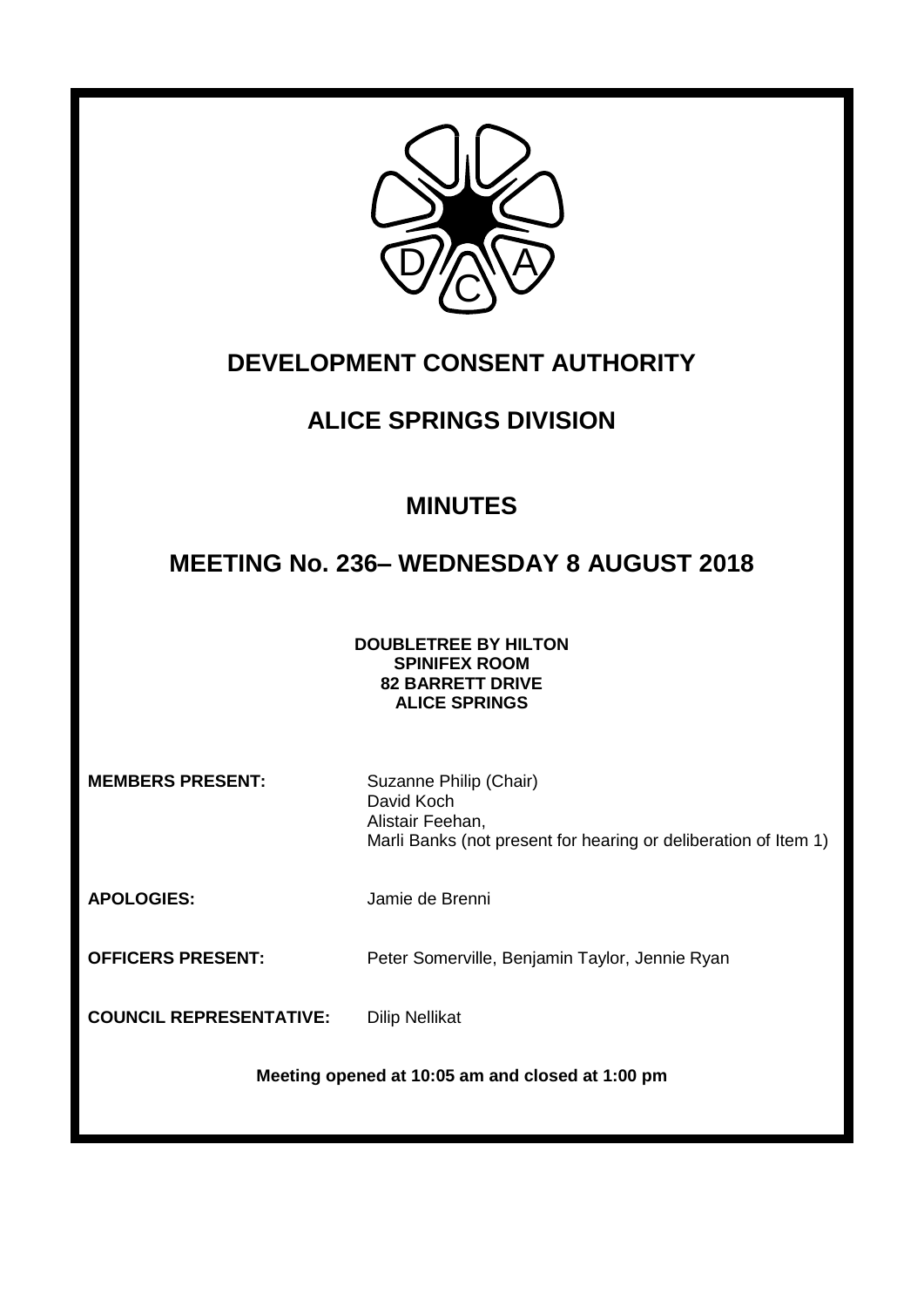# DEVELOPMENT CONSENT AUTHORITY

## ALICE SPRINGS DIVISION

## MINUTES

## MEETING No. 236– WEDNESDAY 8 AUGUST 2018

**DOUBLETREE BY HILTON**
**SPINIFEX ROOM**
**82 BARRETT DRIVE**
**ALICE SPRINGS**

**MEMBERS PRESENT:** Suzanne Philip (Chair)
David Koch
Alistair Feehan,
Marli Banks (not present for hearing or deliberation of Item 1)

**APOLOGIES:** Jamie de Brenni

**OFFICERS PRESENT:** Peter Somerville, Benjamin Taylor, Jennie Ryan

**COUNCIL REPRESENTATIVE:** Dilip Nellikat

**Meeting opened at 10:05 am and closed at 1:00 pm**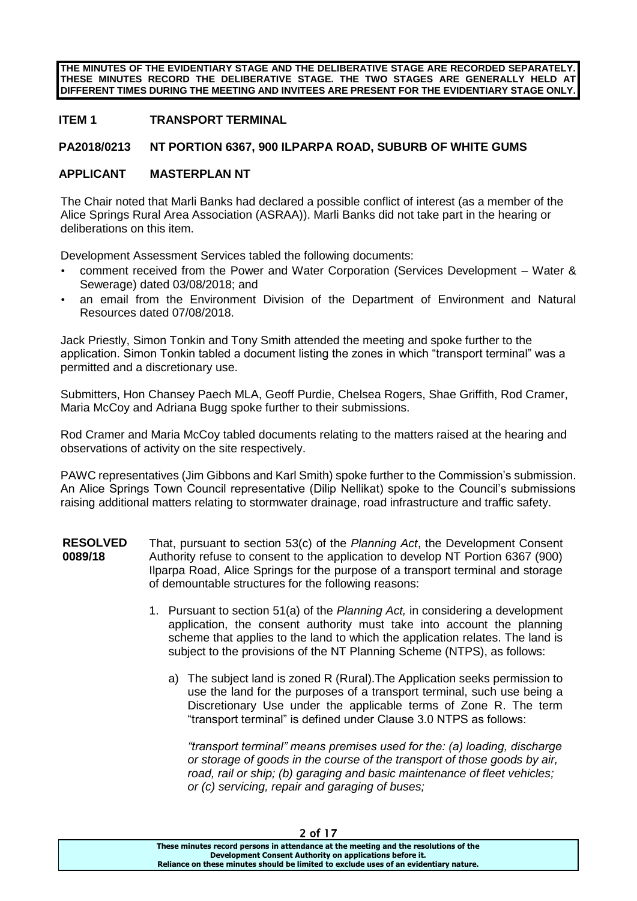**THE MINUTES OF THE EVIDENTIARY STAGE AND THE DELIBERATIVE STAGE ARE RECORDED SEPARATELY. THESE MINUTES RECORD THE DELIBERATIVE STAGE. THE TWO STAGES ARE GENERALLY HELD AT DIFFERENT TIMES DURING THE MEETING AND INVITEES ARE PRESENT FOR THE EVIDENTIARY STAGE ONLY.**

**ITEM 1 TRANSPORT TERMINAL**

**PA2018/0213 NT PORTION 6367, 900 ILPARPA ROAD, SUBURB OF WHITE GUMS**

**APPLICANT MASTERPLAN NT**

The Chair noted that Marli Banks had declared a possible conflict of interest (as a member of the Alice Springs Rural Area Association (ASRAA)). Marli Banks did not take part in the hearing or deliberations on this item.

Development Assessment Services tabled the following documents:

- comment received from the Power and Water Corporation (Services Development – Water & Sewerage) dated 03/08/2018; and
- an email from the Environment Division of the Department of Environment and Natural Resources dated 07/08/2018.

Jack Priestly, Simon Tonkin and Tony Smith attended the meeting and spoke further to the application. Simon Tonkin tabled a document listing the zones in which "transport terminal" was a permitted and a discretionary use.

Submitters, Hon Chansey Paech MLA, Geoff Purdie, Chelsea Rogers, Shae Griffith, Rod Cramer, Maria McCoy and Adriana Bugg spoke further to their submissions.

Rod Cramer and Maria McCoy tabled documents relating to the matters raised at the hearing and observations of activity on the site respectively.

PAWC representatives (Jim Gibbons and Karl Smith) spoke further to the Commission's submission. An Alice Springs Town Council representative (Dilip Nellikat) spoke to the Council's submissions raising additional matters relating to stormwater drainage, road infrastructure and traffic safety.

**RESOLVED 0089/18**

That, pursuant to section 53(c) of the *Planning Act*, the Development Consent Authority refuse to consent to the application to develop NT Portion 6367 (900) Ilparpa Road, Alice Springs for the purpose of a transport terminal and storage of demountable structures for the following reasons:

1. Pursuant to section 51(a) of the *Planning Act,* in considering a development application, the consent authority must take into account the planning scheme that applies to the land to which the application relates. The land is subject to the provisions of the NT Planning Scheme (NTPS), as follows:

   a) The subject land is zoned R (Rural).The Application seeks permission to use the land for the purposes of a transport terminal, such use being a Discretionary Use under the applicable terms of Zone R. The term "transport terminal" is defined under Clause 3.0 NTPS as follows:

   *"transport terminal" means premises used for the: (a) loading, discharge or storage of goods in the course of the transport of those goods by air, road, rail or ship; (b) garaging and basic maintenance of fleet vehicles; or (c) servicing, repair and garaging of buses;*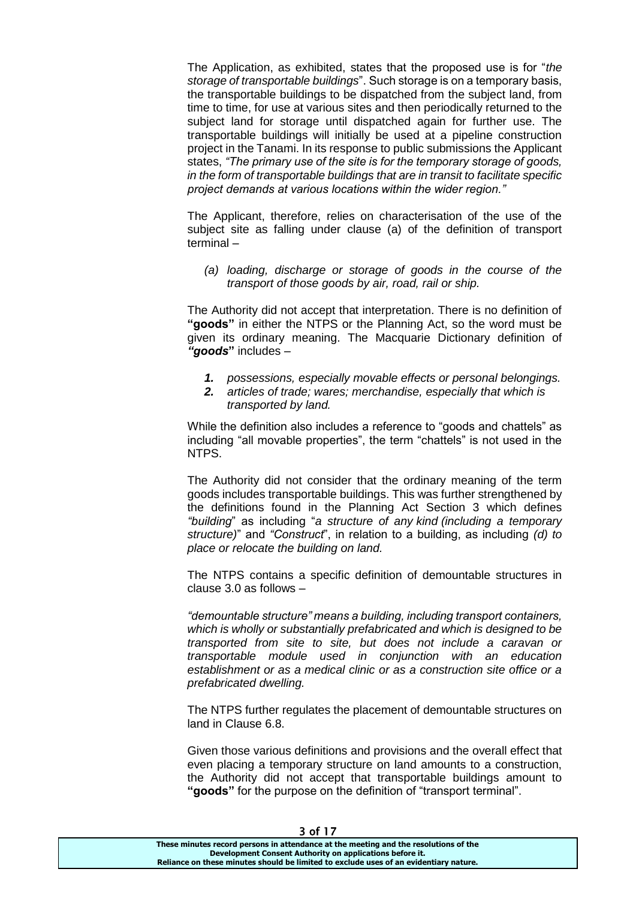The Application, as exhibited, states that the proposed use is for "*the storage of transportable buildings*". Such storage is on a temporary basis, the transportable buildings to be dispatched from the subject land, from time to time, for use at various sites and then periodically returned to the subject land for storage until dispatched again for further use. The transportable buildings will initially be used at a pipeline construction project in the Tanami. In its response to public submissions the Applicant states, *"The primary use of the site is for the temporary storage of goods, in the form of transportable buildings that are in transit to facilitate specific project demands at various locations within the wider region."*

The Applicant, therefore, relies on characterisation of the use of the subject site as falling under clause (a) of the definition of transport terminal –

> *(a) loading, discharge or storage of goods in the course of the transport of those goods by air, road, rail or ship.*

The Authority did not accept that interpretation. There is no definition of **"goods"** in either the NTPS or the Planning Act, so the word must be given its ordinary meaning. The Macquarie Dictionary definition of ***"goods"*** includes –

1. *possessions, especially movable effects or personal belongings.*
2. *articles of trade; wares; merchandise, especially that which is transported by land.*

While the definition also includes a reference to "goods and chattels" as including "all movable properties", the term "chattels" is not used in the NTPS.

The Authority did not consider that the ordinary meaning of the term goods includes transportable buildings. This was further strengthened by the definitions found in the Planning Act Section 3 which defines *"building*" as including "*a structure of any kind (including a temporary structure)*" and *"Construct*", in relation to a building, as including *(d) to place or relocate the building on land.*

The NTPS contains a specific definition of demountable structures in clause 3.0 as follows –

*"demountable structure" means a building, including transport containers, which is wholly or substantially prefabricated and which is designed to be transported from site to site, but does not include a caravan or transportable module used in conjunction with an education establishment or as a medical clinic or as a construction site office or a prefabricated dwelling.*

The NTPS further regulates the placement of demountable structures on land in Clause 6.8.

Given those various definitions and provisions and the overall effect that even placing a temporary structure on land amounts to a construction, the Authority did not accept that transportable buildings amount to **"goods"** for the purpose on the definition of "transport terminal".

**These minutes record persons in attendance at the meeting and the resolutions of the Development Consent Authority on applications before it. Reliance on these minutes should be limited to exclude uses of an evidentiary nature.**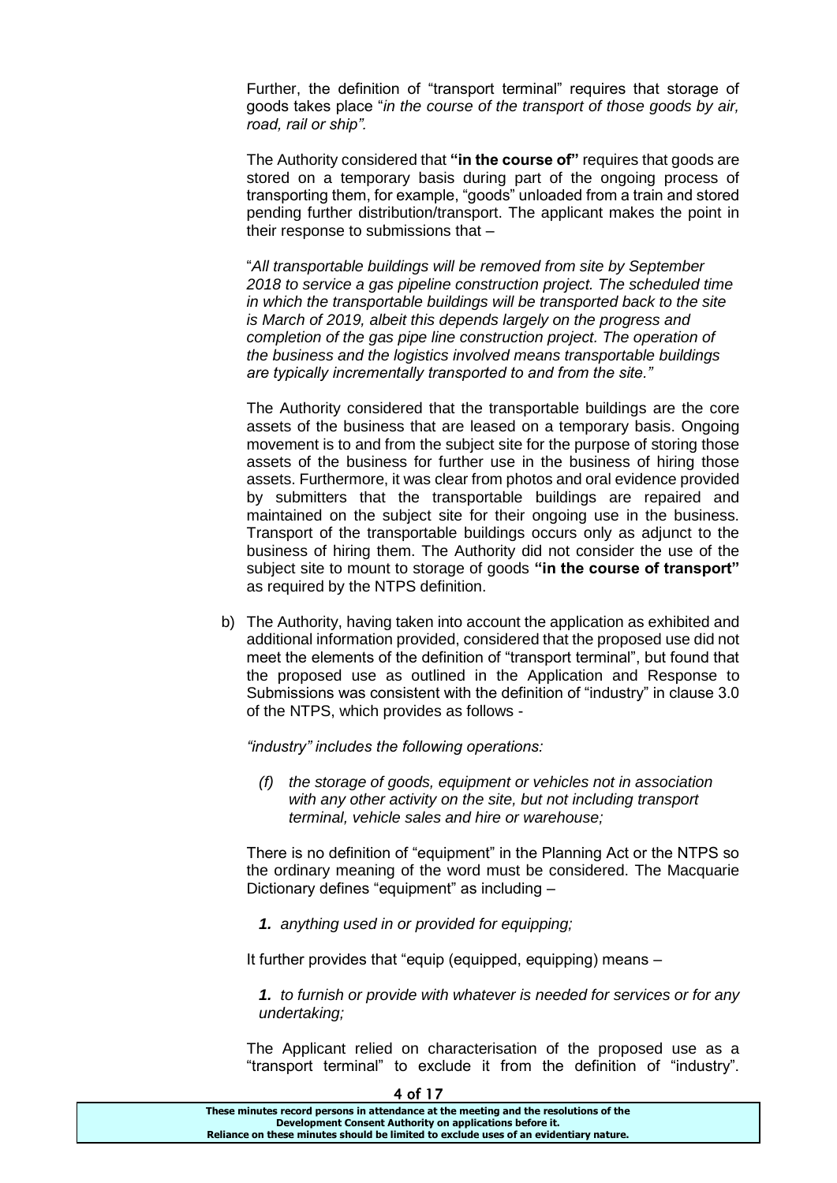Further, the definition of "transport terminal" requires that storage of goods takes place "*in the course of the transport of those goods by air, road, rail or ship".*

The Authority considered that **"in the course of"** requires that goods are stored on a temporary basis during part of the ongoing process of transporting them, for example, "goods" unloaded from a train and stored pending further distribution/transport. The applicant makes the point in their response to submissions that –

"*All transportable buildings will be removed from site by September 2018 to service a gas pipeline construction project. The scheduled time in which the transportable buildings will be transported back to the site is March of 2019, albeit this depends largely on the progress and completion of the gas pipe line construction project. The operation of the business and the logistics involved means transportable buildings are typically incrementally transported to and from the site."*

The Authority considered that the transportable buildings are the core assets of the business that are leased on a temporary basis. Ongoing movement is to and from the subject site for the purpose of storing those assets of the business for further use in the business of hiring those assets. Furthermore, it was clear from photos and oral evidence provided by submitters that the transportable buildings are repaired and maintained on the subject site for their ongoing use in the business. Transport of the transportable buildings occurs only as adjunct to the business of hiring them. The Authority did not consider the use of the subject site to mount to storage of goods **"in the course of transport"** as required by the NTPS definition.

b) The Authority, having taken into account the application as exhibited and additional information provided, considered that the proposed use did not meet the elements of the definition of "transport terminal", but found that the proposed use as outlined in the Application and Response to Submissions was consistent with the definition of "industry" in clause 3.0 of the NTPS, which provides as follows -

*"industry" includes the following operations:*

> *(f) the storage of goods, equipment or vehicles not in association with any other activity on the site, but not including transport terminal, vehicle sales and hire or warehouse;*

There is no definition of "equipment" in the Planning Act or the NTPS so the ordinary meaning of the word must be considered. The Macquarie Dictionary defines "equipment" as including –

> ***1.*** *anything used in or provided for equipping;*

It further provides that "equip (equipped, equipping) means –

> ***1.*** *to furnish or provide with whatever is needed for services or for any undertaking;*

The Applicant relied on characterisation of the proposed use as a "transport terminal" to exclude it from the definition of "industry".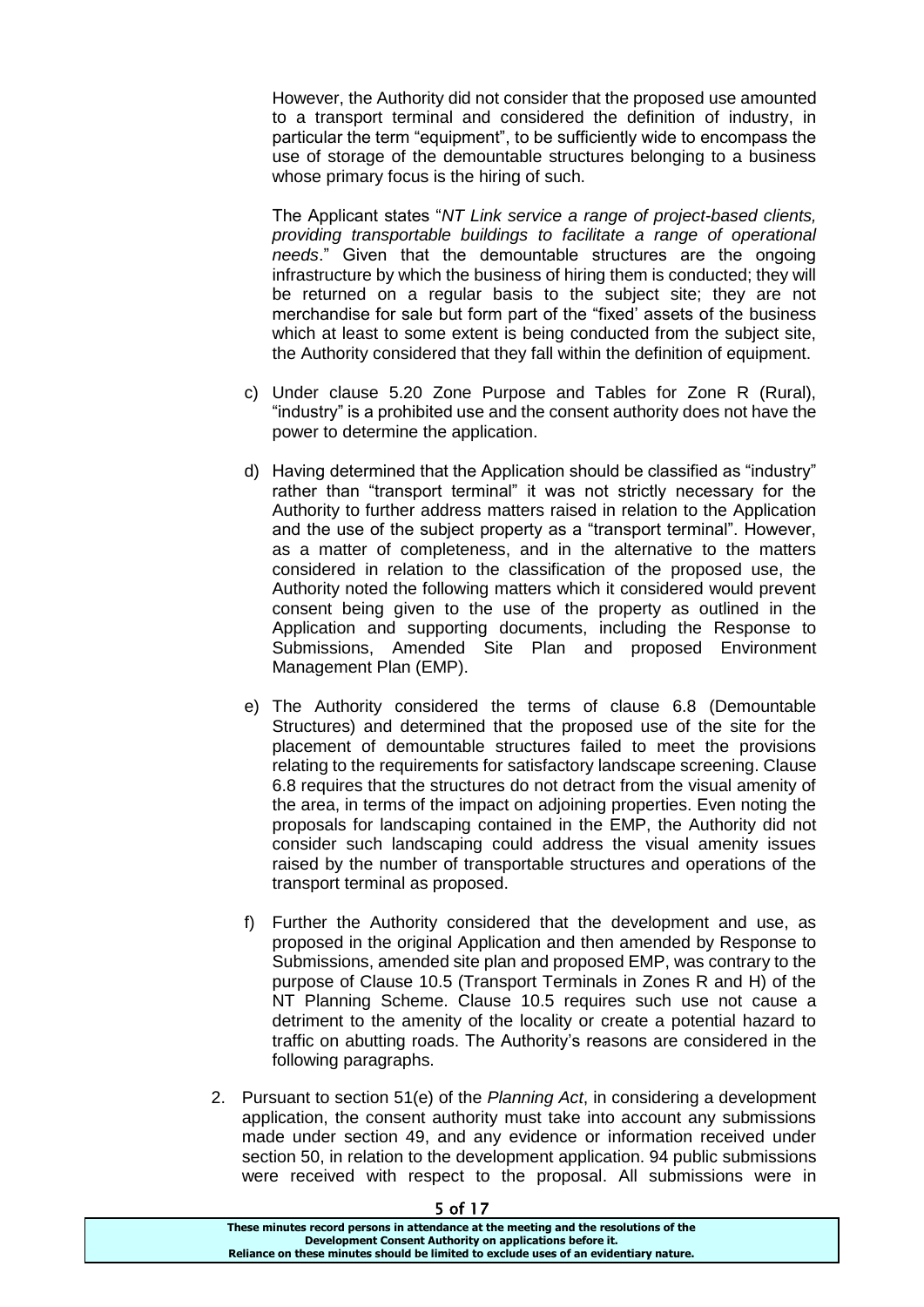However, the Authority did not consider that the proposed use amounted to a transport terminal and considered the definition of industry, in particular the term "equipment", to be sufficiently wide to encompass the use of storage of the demountable structures belonging to a business whose primary focus is the hiring of such.

The Applicant states "*NT Link service a range of project-based clients, providing transportable buildings to facilitate a range of operational needs*." Given that the demountable structures are the ongoing infrastructure by which the business of hiring them is conducted; they will be returned on a regular basis to the subject site; they are not merchandise for sale but form part of the "fixed' assets of the business which at least to some extent is being conducted from the subject site, the Authority considered that they fall within the definition of equipment.

c) Under clause 5.20 Zone Purpose and Tables for Zone R (Rural), "industry" is a prohibited use and the consent authority does not have the power to determine the application.

d) Having determined that the Application should be classified as "industry" rather than "transport terminal" it was not strictly necessary for the Authority to further address matters raised in relation to the Application and the use of the subject property as a "transport terminal". However, as a matter of completeness, and in the alternative to the matters considered in relation to the classification of the proposed use, the Authority noted the following matters which it considered would prevent consent being given to the use of the property as outlined in the Application and supporting documents, including the Response to Submissions, Amended Site Plan and proposed Environment Management Plan (EMP).

e) The Authority considered the terms of clause 6.8 (Demountable Structures) and determined that the proposed use of the site for the placement of demountable structures failed to meet the provisions relating to the requirements for satisfactory landscape screening. Clause 6.8 requires that the structures do not detract from the visual amenity of the area, in terms of the impact on adjoining properties. Even noting the proposals for landscaping contained in the EMP, the Authority did not consider such landscaping could address the visual amenity issues raised by the number of transportable structures and operations of the transport terminal as proposed.

f) Further the Authority considered that the development and use, as proposed in the original Application and then amended by Response to Submissions, amended site plan and proposed EMP, was contrary to the purpose of Clause 10.5 (Transport Terminals in Zones R and H) of the NT Planning Scheme. Clause 10.5 requires such use not cause a detriment to the amenity of the locality or create a potential hazard to traffic on abutting roads. The Authority's reasons are considered in the following paragraphs.

2. Pursuant to section 51(e) of the *Planning Act*, in considering a development application, the consent authority must take into account any submissions made under section 49, and any evidence or information received under section 50, in relation to the development application. 94 public submissions were received with respect to the proposal. All submissions were in

These minutes record persons in attendance at the meeting and the resolutions of the Development Consent Authority on applications before it.
Reliance on these minutes should be limited to exclude uses of an evidentiary nature.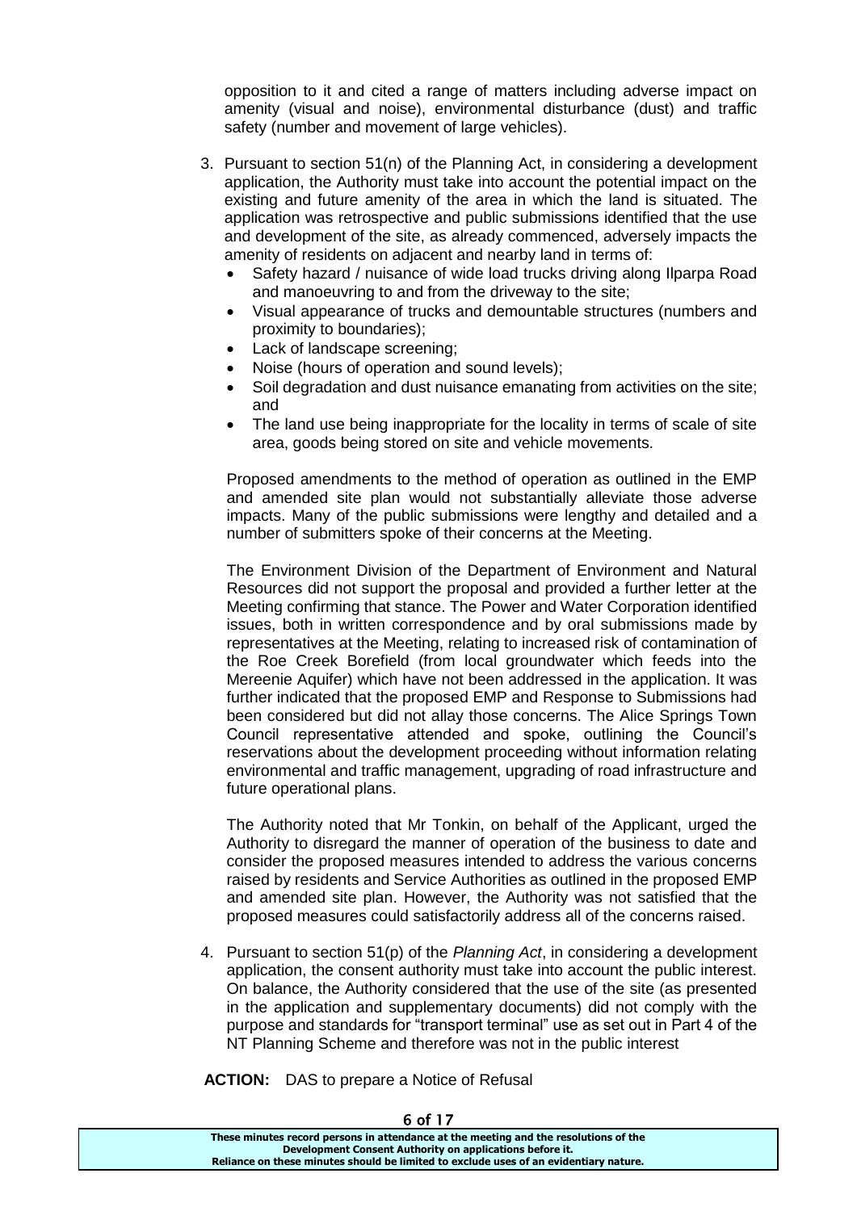opposition to it and cited a range of matters including adverse impact on amenity (visual and noise), environmental disturbance (dust) and traffic safety (number and movement of large vehicles).

3. Pursuant to section 51(n) of the Planning Act, in considering a development application, the Authority must take into account the potential impact on the existing and future amenity of the area in which the land is situated. The application was retrospective and public submissions identified that the use and development of the site, as already commenced, adversely impacts the amenity of residents on adjacent and nearby land in terms of:
   - Safety hazard / nuisance of wide load trucks driving along Ilparpa Road and manoeuvring to and from the driveway to the site;
   - Visual appearance of trucks and demountable structures (numbers and proximity to boundaries);
   - Lack of landscape screening;
   - Noise (hours of operation and sound levels);
   - Soil degradation and dust nuisance emanating from activities on the site; and
   - The land use being inappropriate for the locality in terms of scale of site area, goods being stored on site and vehicle movements.

   Proposed amendments to the method of operation as outlined in the EMP and amended site plan would not substantially alleviate those adverse impacts. Many of the public submissions were lengthy and detailed and a number of submitters spoke of their concerns at the Meeting.

   The Environment Division of the Department of Environment and Natural Resources did not support the proposal and provided a further letter at the Meeting confirming that stance. The Power and Water Corporation identified issues, both in written correspondence and by oral submissions made by representatives at the Meeting, relating to increased risk of contamination of the Roe Creek Borefield (from local groundwater which feeds into the Mereenie Aquifer) which have not been addressed in the application. It was further indicated that the proposed EMP and Response to Submissions had been considered but did not allay those concerns. The Alice Springs Town Council representative attended and spoke, outlining the Council's reservations about the development proceeding without information relating environmental and traffic management, upgrading of road infrastructure and future operational plans.

   The Authority noted that Mr Tonkin, on behalf of the Applicant, urged the Authority to disregard the manner of operation of the business to date and consider the proposed measures intended to address the various concerns raised by residents and Service Authorities as outlined in the proposed EMP and amended site plan. However, the Authority was not satisfied that the proposed measures could satisfactorily address all of the concerns raised.

4. Pursuant to section 51(p) of the *Planning Act*, in considering a development application, the consent authority must take into account the public interest. On balance, the Authority considered that the use of the site (as presented in the application and supplementary documents) did not comply with the purpose and standards for "transport terminal" use as set out in Part 4 of the NT Planning Scheme and therefore was not in the public interest

**ACTION:** DAS to prepare a Notice of Refusal

These minutes record persons in attendance at the meeting and the resolutions of the Development Consent Authority on applications before it. Reliance on these minutes should be limited to exclude uses of an evidentiary nature.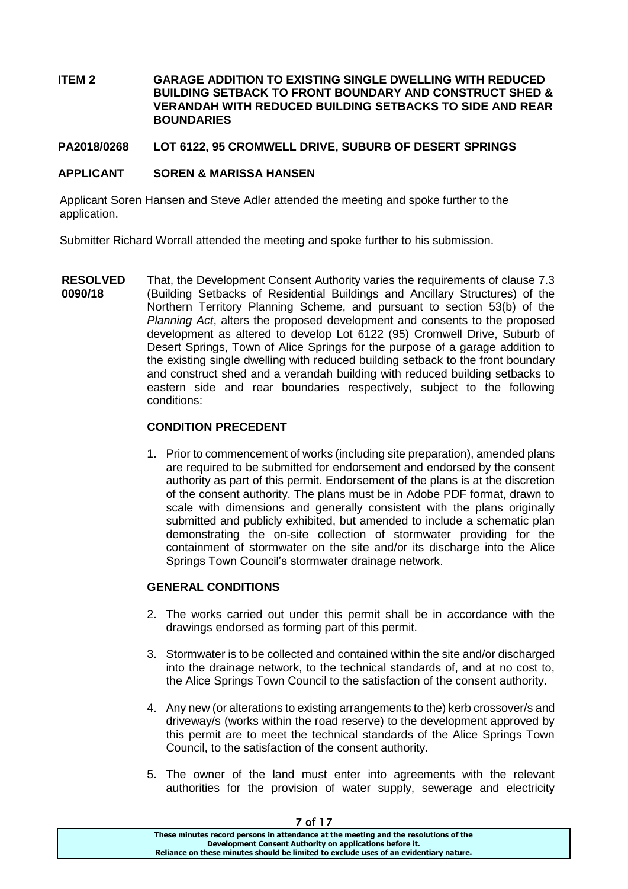**ITEM 2 GARAGE ADDITION TO EXISTING SINGLE DWELLING WITH REDUCED BUILDING SETBACK TO FRONT BOUNDARY AND CONSTRUCT SHED & VERANDAH WITH REDUCED BUILDING SETBACKS TO SIDE AND REAR BOUNDARIES**

**PA2018/0268 LOT 6122, 95 CROMWELL DRIVE, SUBURB OF DESERT SPRINGS**

**APPLICANT SOREN & MARISSA HANSEN**

Applicant Soren Hansen and Steve Adler attended the meeting and spoke further to the application.

Submitter Richard Worrall attended the meeting and spoke further to his submission.

**RESOLVED 0090/18**

That, the Development Consent Authority varies the requirements of clause 7.3 (Building Setbacks of Residential Buildings and Ancillary Structures) of the Northern Territory Planning Scheme, and pursuant to section 53(b) of the *Planning Act*, alters the proposed development and consents to the proposed development as altered to develop Lot 6122 (95) Cromwell Drive, Suburb of Desert Springs, Town of Alice Springs for the purpose of a garage addition to the existing single dwelling with reduced building setback to the front boundary and construct shed and a verandah building with reduced building setbacks to eastern side and rear boundaries respectively, subject to the following conditions:

**CONDITION PRECEDENT**

1. Prior to commencement of works (including site preparation), amended plans are required to be submitted for endorsement and endorsed by the consent authority as part of this permit. Endorsement of the plans is at the discretion of the consent authority. The plans must be in Adobe PDF format, drawn to scale with dimensions and generally consistent with the plans originally submitted and publicly exhibited, but amended to include a schematic plan demonstrating the on-site collection of stormwater providing for the containment of stormwater on the site and/or its discharge into the Alice Springs Town Council's stormwater drainage network.

**GENERAL CONDITIONS**

2. The works carried out under this permit shall be in accordance with the drawings endorsed as forming part of this permit.

3. Stormwater is to be collected and contained within the site and/or discharged into the drainage network, to the technical standards of, and at no cost to, the Alice Springs Town Council to the satisfaction of the consent authority.

4. Any new (or alterations to existing arrangements to the) kerb crossover/s and driveway/s (works within the road reserve) to the development approved by this permit are to meet the technical standards of the Alice Springs Town Council, to the satisfaction of the consent authority.

5. The owner of the land must enter into agreements with the relevant authorities for the provision of water supply, sewerage and electricity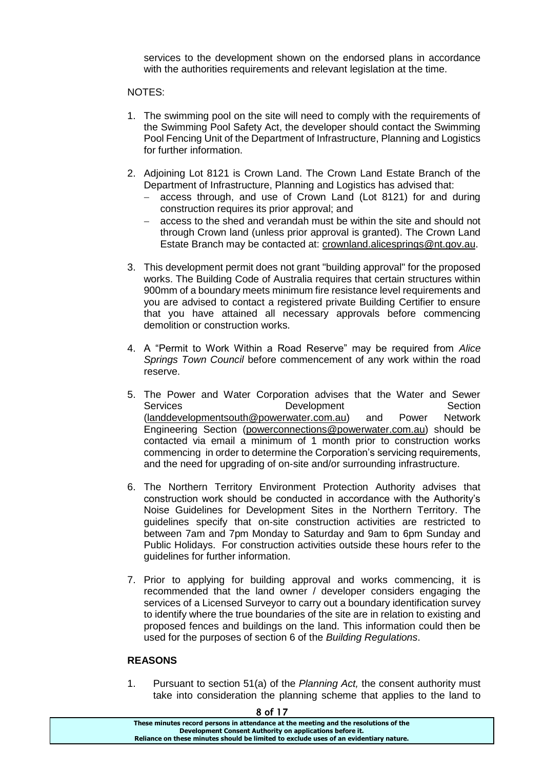services to the development shown on the endorsed plans in accordance with the authorities requirements and relevant legislation at the time.

NOTES:

1. The swimming pool on the site will need to comply with the requirements of the Swimming Pool Safety Act, the developer should contact the Swimming Pool Fencing Unit of the Department of Infrastructure, Planning and Logistics for further information.

2. Adjoining Lot 8121 is Crown Land. The Crown Land Estate Branch of the Department of Infrastructure, Planning and Logistics has advised that:
   - access through, and use of Crown Land (Lot 8121) for and during construction requires its prior approval; and
   - access to the shed and verandah must be within the site and should not through Crown land (unless prior approval is granted). The Crown Land Estate Branch may be contacted at: crownland.alicesprings@nt.gov.au.

3. This development permit does not grant "building approval" for the proposed works. The Building Code of Australia requires that certain structures within 900mm of a boundary meets minimum fire resistance level requirements and you are advised to contact a registered private Building Certifier to ensure that you have attained all necessary approvals before commencing demolition or construction works.

4. A "Permit to Work Within a Road Reserve" may be required from *Alice Springs Town Council* before commencement of any work within the road reserve.

5. The Power and Water Corporation advises that the Water and Sewer Services Development Section (landdevelopmentsouth@powerwater.com.au) and Power Network Engineering Section (powerconnections@powerwater.com.au) should be contacted via email a minimum of 1 month prior to construction works commencing in order to determine the Corporation's servicing requirements, and the need for upgrading of on-site and/or surrounding infrastructure.

6. The Northern Territory Environment Protection Authority advises that construction work should be conducted in accordance with the Authority's Noise Guidelines for Development Sites in the Northern Territory. The guidelines specify that on-site construction activities are restricted to between 7am and 7pm Monday to Saturday and 9am to 6pm Sunday and Public Holidays. For construction activities outside these hours refer to the guidelines for further information.

7. Prior to applying for building approval and works commencing, it is recommended that the land owner / developer considers engaging the services of a Licensed Surveyor to carry out a boundary identification survey to identify where the true boundaries of the site are in relation to existing and proposed fences and buildings on the land. This information could then be used for the purposes of section 6 of the *Building Regulations*.

**REASONS**

1. Pursuant to section 51(a) of the *Planning Act,* the consent authority must take into consideration the planning scheme that applies to the land to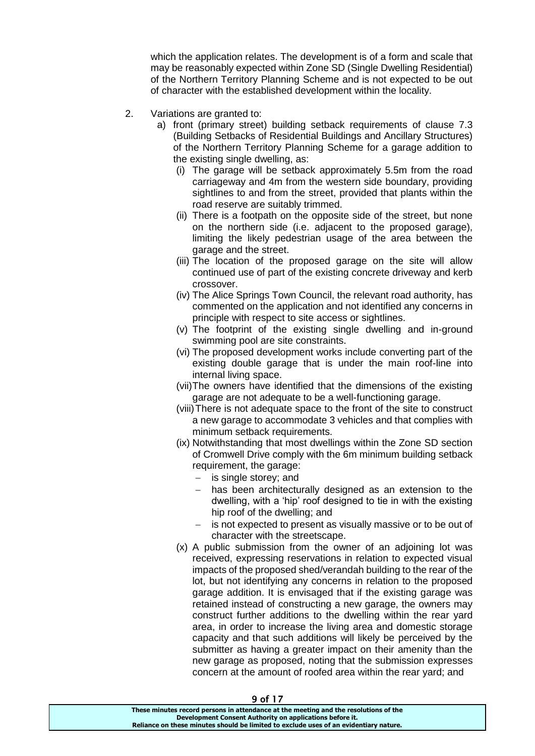which the application relates. The development is of a form and scale that may be reasonably expected within Zone SD (Single Dwelling Residential) of the Northern Territory Planning Scheme and is not expected to be out of character with the established development within the locality.

2. Variations are granted to:
   a) front (primary street) building setback requirements of clause 7.3 (Building Setbacks of Residential Buildings and Ancillary Structures) of the Northern Territory Planning Scheme for a garage addition to the existing single dwelling, as:
      (i) The garage will be setback approximately 5.5m from the road carriageway and 4m from the western side boundary, providing sightlines to and from the street, provided that plants within the road reserve are suitably trimmed.
      (ii) There is a footpath on the opposite side of the street, but none on the northern side (i.e. adjacent to the proposed garage), limiting the likely pedestrian usage of the area between the garage and the street.
      (iii) The location of the proposed garage on the site will allow continued use of part of the existing concrete driveway and kerb crossover.
      (iv) The Alice Springs Town Council, the relevant road authority, has commented on the application and not identified any concerns in principle with respect to site access or sightlines.
      (v) The footprint of the existing single dwelling and in-ground swimming pool are site constraints.
      (vi) The proposed development works include converting part of the existing double garage that is under the main roof-line into internal living space.
      (vii) The owners have identified that the dimensions of the existing garage are not adequate to be a well-functioning garage.
      (viii) There is not adequate space to the front of the site to construct a new garage to accommodate 3 vehicles and that complies with minimum setback requirements.
      (ix) Notwithstanding that most dwellings within the Zone SD section of Cromwell Drive comply with the 6m minimum building setback requirement, the garage:
         - is single storey; and
         - has been architecturally designed as an extension to the dwelling, with a 'hip' roof designed to tie in with the existing hip roof of the dwelling; and
         - is not expected to present as visually massive or to be out of character with the streetscape.
      (x) A public submission from the owner of an adjoining lot was received, expressing reservations in relation to expected visual impacts of the proposed shed/verandah building to the rear of the lot, but not identifying any concerns in relation to the proposed garage addition. It is envisaged that if the existing garage was retained instead of constructing a new garage, the owners may construct further additions to the dwelling within the rear yard area, in order to increase the living area and domestic storage capacity and that such additions will likely be perceived by the submitter as having a greater impact on their amenity than the new garage as proposed, noting that the submission expresses concern at the amount of roofed area within the rear yard; and

These minutes record persons in attendance at the meeting and the resolutions of the Development Consent Authority on applications before it. Reliance on these minutes should be limited to exclude uses of an evidentiary nature.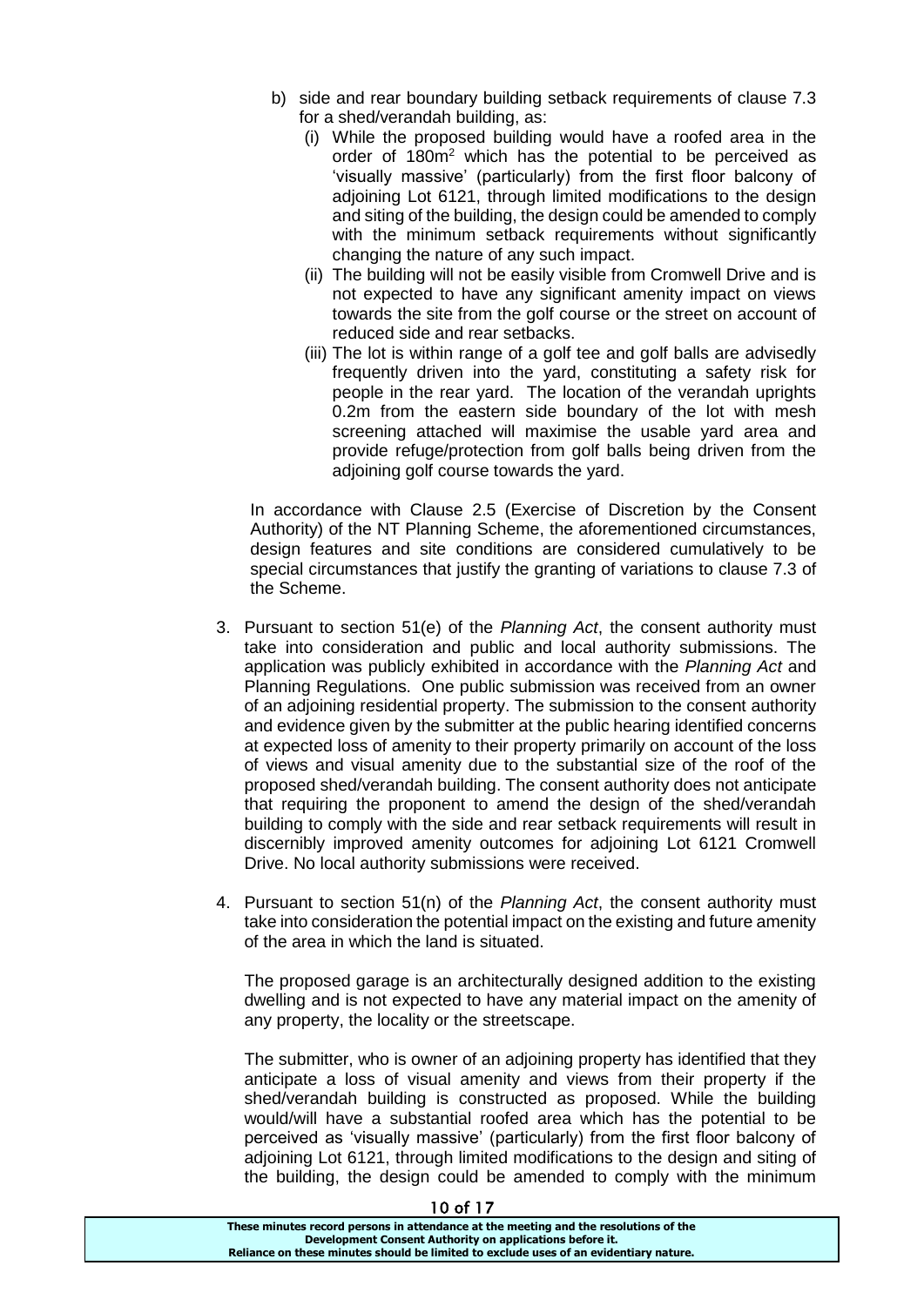b) side and rear boundary building setback requirements of clause 7.3 for a shed/verandah building, as:

   (i) While the proposed building would have a roofed area in the order of 180m$^2$ which has the potential to be perceived as 'visually massive' (particularly) from the first floor balcony of adjoining Lot 6121, through limited modifications to the design and siting of the building, the design could be amended to comply with the minimum setback requirements without significantly changing the nature of any such impact.

   (ii) The building will not be easily visible from Cromwell Drive and is not expected to have any significant amenity impact on views towards the site from the golf course or the street on account of reduced side and rear setbacks.

   (iii) The lot is within range of a golf tee and golf balls are advisedly frequently driven into the yard, constituting a safety risk for people in the rear yard. The location of the verandah uprights 0.2m from the eastern side boundary of the lot with mesh screening attached will maximise the usable yard area and provide refuge/protection from golf balls being driven from the adjoining golf course towards the yard.

In accordance with Clause 2.5 (Exercise of Discretion by the Consent Authority) of the NT Planning Scheme, the aforementioned circumstances, design features and site conditions are considered cumulatively to be special circumstances that justify the granting of variations to clause 7.3 of the Scheme.

3. Pursuant to section 51(e) of the *Planning Act*, the consent authority must take into consideration and public and local authority submissions. The application was publicly exhibited in accordance with the *Planning Act* and Planning Regulations. One public submission was received from an owner of an adjoining residential property. The submission to the consent authority and evidence given by the submitter at the public hearing identified concerns at expected loss of amenity to their property primarily on account of the loss of views and visual amenity due to the substantial size of the roof of the proposed shed/verandah building. The consent authority does not anticipate that requiring the proponent to amend the design of the shed/verandah building to comply with the side and rear setback requirements will result in discernibly improved amenity outcomes for adjoining Lot 6121 Cromwell Drive. No local authority submissions were received.

4. Pursuant to section 51(n) of the *Planning Act*, the consent authority must take into consideration the potential impact on the existing and future amenity of the area in which the land is situated.

   The proposed garage is an architecturally designed addition to the existing dwelling and is not expected to have any material impact on the amenity of any property, the locality or the streetscape.

   The submitter, who is owner of an adjoining property has identified that they anticipate a loss of visual amenity and views from their property if the shed/verandah building is constructed as proposed. While the building would/will have a substantial roofed area which has the potential to be perceived as 'visually massive' (particularly) from the first floor balcony of adjoining Lot 6121, through limited modifications to the design and siting of the building, the design could be amended to comply with the minimum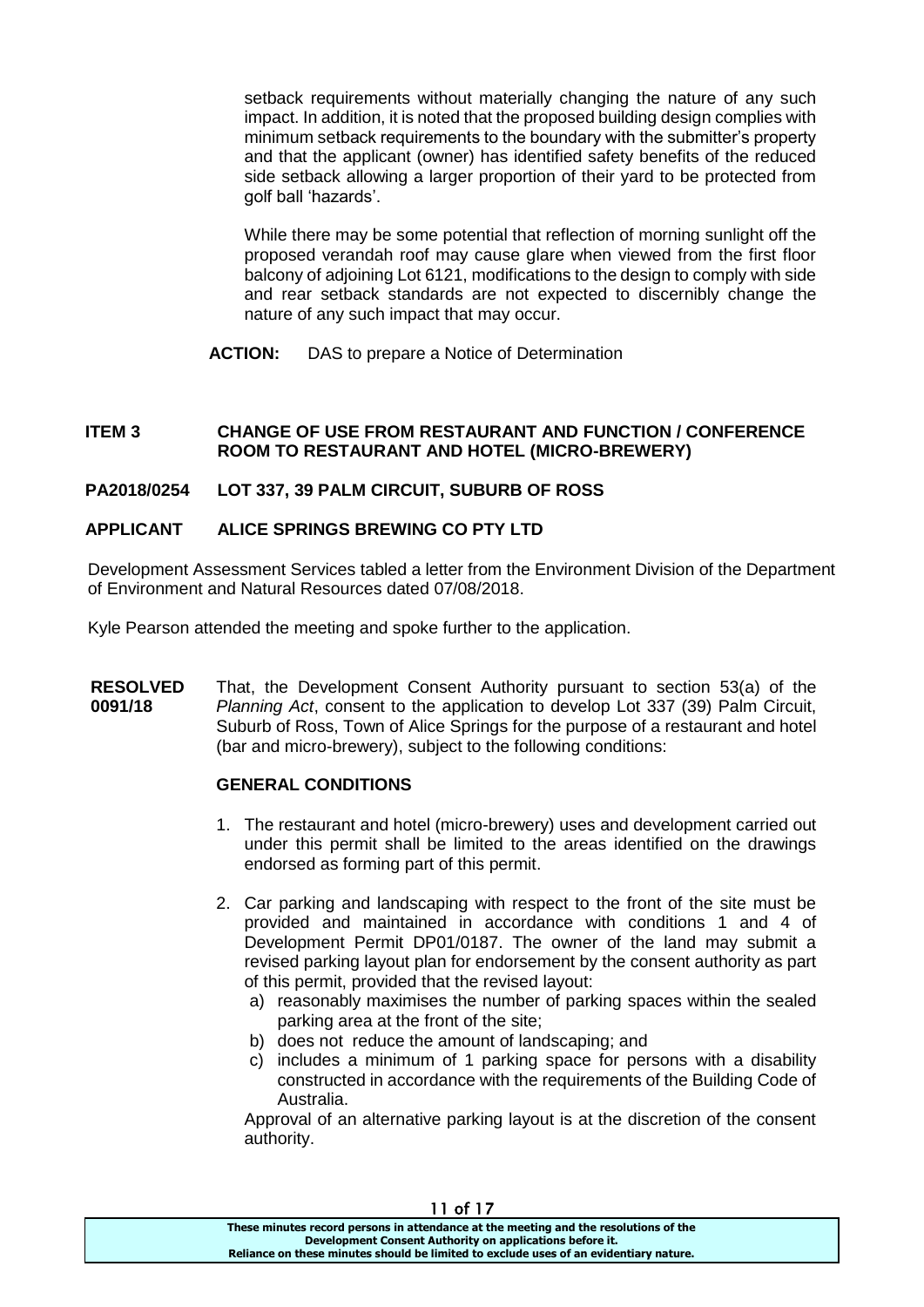setback requirements without materially changing the nature of any such impact. In addition, it is noted that the proposed building design complies with minimum setback requirements to the boundary with the submitter's property and that the applicant (owner) has identified safety benefits of the reduced side setback allowing a larger proportion of their yard to be protected from golf ball 'hazards'.

While there may be some potential that reflection of morning sunlight off the proposed verandah roof may cause glare when viewed from the first floor balcony of adjoining Lot 6121, modifications to the design to comply with side and rear setback standards are not expected to discernibly change the nature of any such impact that may occur.

**ACTION:** DAS to prepare a Notice of Determination

**ITEM 3 CHANGE OF USE FROM RESTAURANT AND FUNCTION / CONFERENCE ROOM TO RESTAURANT AND HOTEL (MICRO-BREWERY)**

**PA2018/0254 LOT 337, 39 PALM CIRCUIT, SUBURB OF ROSS**

**APPLICANT ALICE SPRINGS BREWING CO PTY LTD**

Development Assessment Services tabled a letter from the Environment Division of the Department of Environment and Natural Resources dated 07/08/2018.

Kyle Pearson attended the meeting and spoke further to the application.

**RESOLVED 0091/18** That, the Development Consent Authority pursuant to section 53(a) of the *Planning Act*, consent to the application to develop Lot 337 (39) Palm Circuit, Suburb of Ross, Town of Alice Springs for the purpose of a restaurant and hotel (bar and micro-brewery), subject to the following conditions:

**GENERAL CONDITIONS**

1. The restaurant and hotel (micro-brewery) uses and development carried out under this permit shall be limited to the areas identified on the drawings endorsed as forming part of this permit.
2. Car parking and landscaping with respect to the front of the site must be provided and maintained in accordance with conditions 1 and 4 of Development Permit DP01/0187. The owner of the land may submit a revised parking layout plan for endorsement by the consent authority as part of this permit, provided that the revised layout:
   a) reasonably maximises the number of parking spaces within the sealed parking area at the front of the site;
   b) does not reduce the amount of landscaping; and
   c) includes a minimum of 1 parking space for persons with a disability constructed in accordance with the requirements of the Building Code of Australia.

   Approval of an alternative parking layout is at the discretion of the consent authority.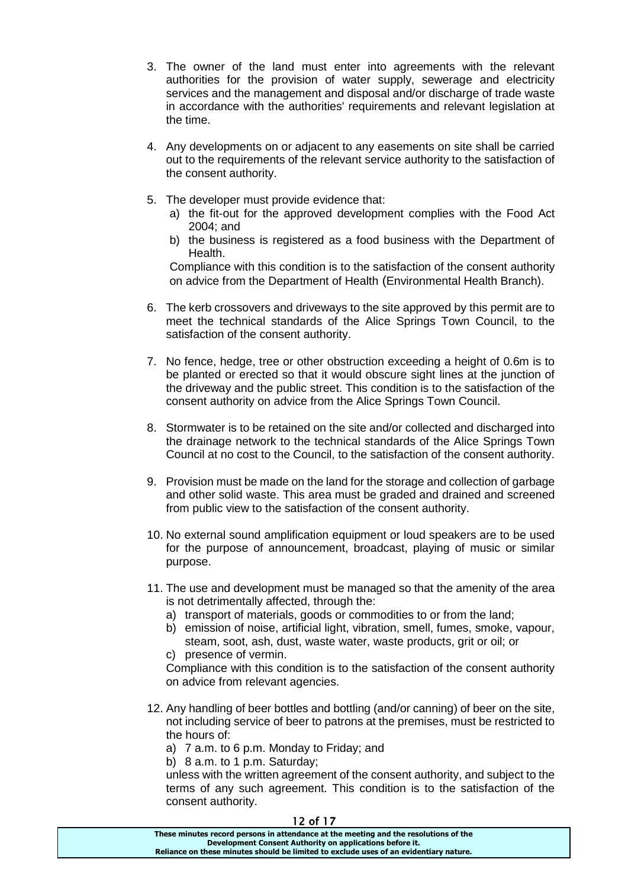3. The owner of the land must enter into agreements with the relevant authorities for the provision of water supply, sewerage and electricity services and the management and disposal and/or discharge of trade waste in accordance with the authorities' requirements and relevant legislation at the time.

4. Any developments on or adjacent to any easements on site shall be carried out to the requirements of the relevant service authority to the satisfaction of the consent authority.

5. The developer must provide evidence that:
   a) the fit-out for the approved development complies with the Food Act 2004; and
   b) the business is registered as a food business with the Department of Health.

   Compliance with this condition is to the satisfaction of the consent authority on advice from the Department of Health (Environmental Health Branch).

6. The kerb crossovers and driveways to the site approved by this permit are to meet the technical standards of the Alice Springs Town Council, to the satisfaction of the consent authority.

7. No fence, hedge, tree or other obstruction exceeding a height of 0.6m is to be planted or erected so that it would obscure sight lines at the junction of the driveway and the public street. This condition is to the satisfaction of the consent authority on advice from the Alice Springs Town Council.

8. Stormwater is to be retained on the site and/or collected and discharged into the drainage network to the technical standards of the Alice Springs Town Council at no cost to the Council, to the satisfaction of the consent authority.

9. Provision must be made on the land for the storage and collection of garbage and other solid waste. This area must be graded and drained and screened from public view to the satisfaction of the consent authority.

10. No external sound amplification equipment or loud speakers are to be used for the purpose of announcement, broadcast, playing of music or similar purpose.

11. The use and development must be managed so that the amenity of the area is not detrimentally affected, through the:
    a) transport of materials, goods or commodities to or from the land;
    b) emission of noise, artificial light, vibration, smell, fumes, smoke, vapour, steam, soot, ash, dust, waste water, waste products, grit or oil; or
    c) presence of vermin.

    Compliance with this condition is to the satisfaction of the consent authority on advice from relevant agencies.

12. Any handling of beer bottles and bottling (and/or canning) of beer on the site, not including service of beer to patrons at the premises, must be restricted to the hours of:
    a) 7 a.m. to 6 p.m. Monday to Friday; and
    b) 8 a.m. to 1 p.m. Saturday;

    unless with the written agreement of the consent authority, and subject to the terms of any such agreement. This condition is to the satisfaction of the consent authority.

**These minutes record persons in attendance at the meeting and the resolutions of the Development Consent Authority on applications before it. Reliance on these minutes should be limited to exclude uses of an evidentiary nature.**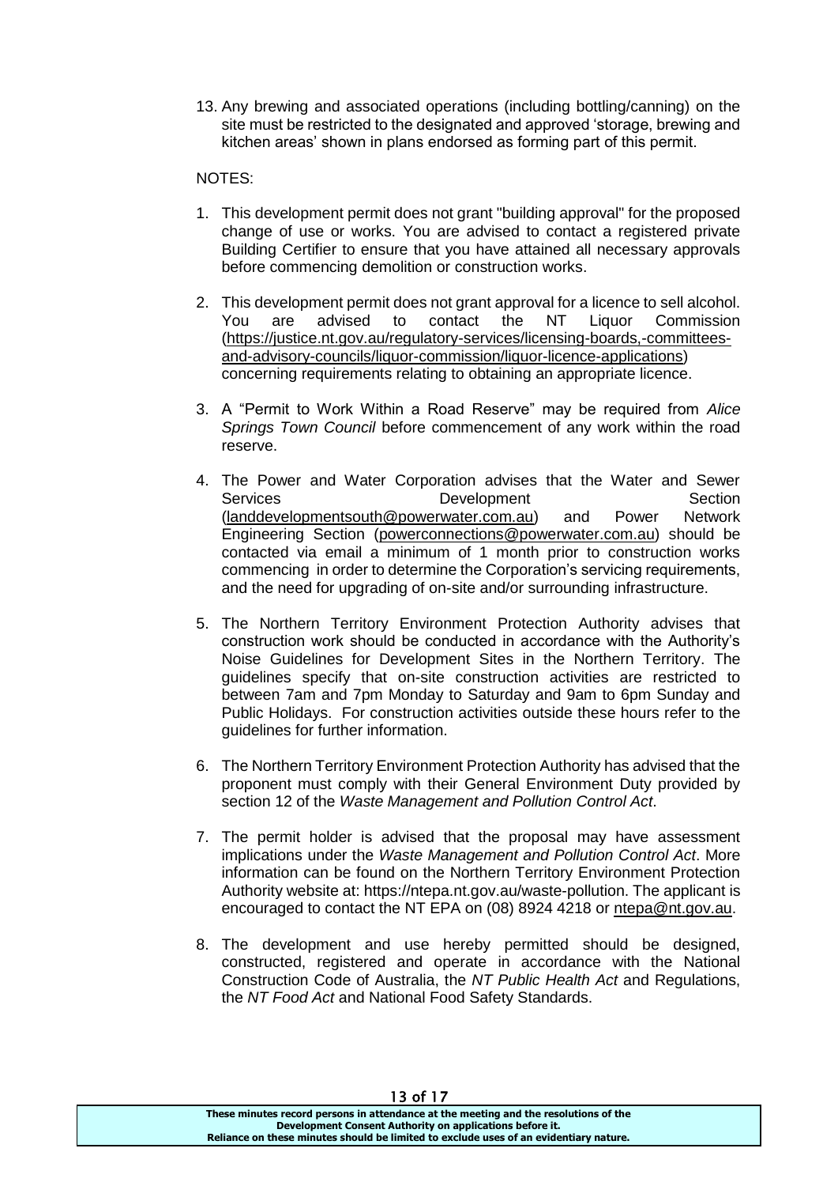13. Any brewing and associated operations (including bottling/canning) on the site must be restricted to the designated and approved 'storage, brewing and kitchen areas' shown in plans endorsed as forming part of this permit.

NOTES:

1. This development permit does not grant "building approval" for the proposed change of use or works. You are advised to contact a registered private Building Certifier to ensure that you have attained all necessary approvals before commencing demolition or construction works.

2. This development permit does not grant approval for a licence to sell alcohol. You are advised to contact the NT Liquor Commission (https://justice.nt.gov.au/regulatory-services/licensing-boards,-committees-and-advisory-councils/liquor-commission/liquor-licence-applications) concerning requirements relating to obtaining an appropriate licence.

3. A "Permit to Work Within a Road Reserve" may be required from *Alice Springs Town Council* before commencement of any work within the road reserve.

4. The Power and Water Corporation advises that the Water and Sewer Services Development Section (landdevelopmentsouth@powerwater.com.au) and Power Network Engineering Section (powerconnections@powerwater.com.au) should be contacted via email a minimum of 1 month prior to construction works commencing in order to determine the Corporation's servicing requirements, and the need for upgrading of on-site and/or surrounding infrastructure.

5. The Northern Territory Environment Protection Authority advises that construction work should be conducted in accordance with the Authority's Noise Guidelines for Development Sites in the Northern Territory. The guidelines specify that on-site construction activities are restricted to between 7am and 7pm Monday to Saturday and 9am to 6pm Sunday and Public Holidays. For construction activities outside these hours refer to the guidelines for further information.

6. The Northern Territory Environment Protection Authority has advised that the proponent must comply with their General Environment Duty provided by section 12 of the *Waste Management and Pollution Control Act*.

7. The permit holder is advised that the proposal may have assessment implications under the *Waste Management and Pollution Control Act*. More information can be found on the Northern Territory Environment Protection Authority website at: https://ntepa.nt.gov.au/waste-pollution. The applicant is encouraged to contact the NT EPA on (08) 8924 4218 or ntepa@nt.gov.au.

8. The development and use hereby permitted should be designed, constructed, registered and operate in accordance with the National Construction Code of Australia, the *NT Public Health Act* and Regulations, the *NT Food Act* and National Food Safety Standards.

**These minutes record persons in attendance at the meeting and the resolutions of the Development Consent Authority on applications before it. Reliance on these minutes should be limited to exclude uses of an evidentiary nature.**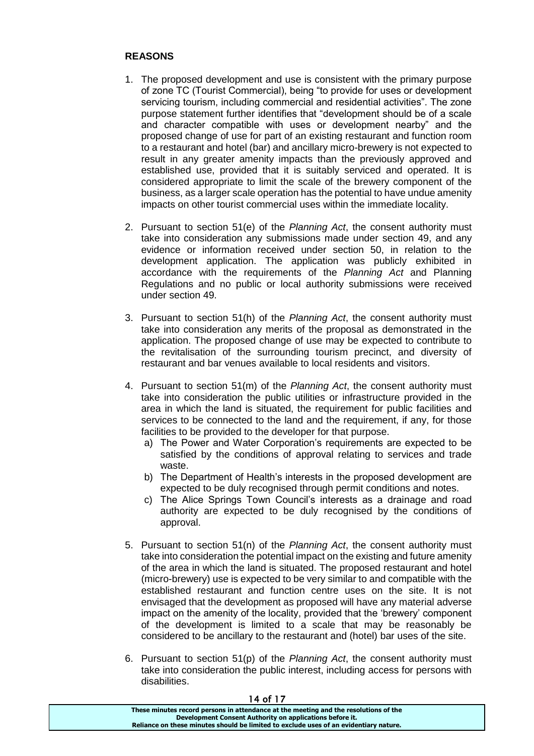**REASONS**

1. The proposed development and use is consistent with the primary purpose of zone TC (Tourist Commercial), being "to provide for uses or development servicing tourism, including commercial and residential activities". The zone purpose statement further identifies that "development should be of a scale and character compatible with uses or development nearby" and the proposed change of use for part of an existing restaurant and function room to a restaurant and hotel (bar) and ancillary micro-brewery is not expected to result in any greater amenity impacts than the previously approved and established use, provided that it is suitably serviced and operated. It is considered appropriate to limit the scale of the brewery component of the business, as a larger scale operation has the potential to have undue amenity impacts on other tourist commercial uses within the immediate locality.

2. Pursuant to section 51(e) of the *Planning Act*, the consent authority must take into consideration any submissions made under section 49, and any evidence or information received under section 50, in relation to the development application. The application was publicly exhibited in accordance with the requirements of the *Planning Act* and Planning Regulations and no public or local authority submissions were received under section 49.

3. Pursuant to section 51(h) of the *Planning Act*, the consent authority must take into consideration any merits of the proposal as demonstrated in the application. The proposed change of use may be expected to contribute to the revitalisation of the surrounding tourism precinct, and diversity of restaurant and bar venues available to local residents and visitors.

4. Pursuant to section 51(m) of the *Planning Act*, the consent authority must take into consideration the public utilities or infrastructure provided in the area in which the land is situated, the requirement for public facilities and services to be connected to the land and the requirement, if any, for those facilities to be provided to the developer for that purpose.
   a) The Power and Water Corporation's requirements are expected to be satisfied by the conditions of approval relating to services and trade waste.
   b) The Department of Health's interests in the proposed development are expected to be duly recognised through permit conditions and notes.
   c) The Alice Springs Town Council's interests as a drainage and road authority are expected to be duly recognised by the conditions of approval.

5. Pursuant to section 51(n) of the *Planning Act*, the consent authority must take into consideration the potential impact on the existing and future amenity of the area in which the land is situated. The proposed restaurant and hotel (micro-brewery) use is expected to be very similar to and compatible with the established restaurant and function centre uses on the site. It is not envisaged that the development as proposed will have any material adverse impact on the amenity of the locality, provided that the 'brewery' component of the development is limited to a scale that may be reasonably be considered to be ancillary to the restaurant and (hotel) bar uses of the site.

6. Pursuant to section 51(p) of the *Planning Act*, the consent authority must take into consideration the public interest, including access for persons with disabilities.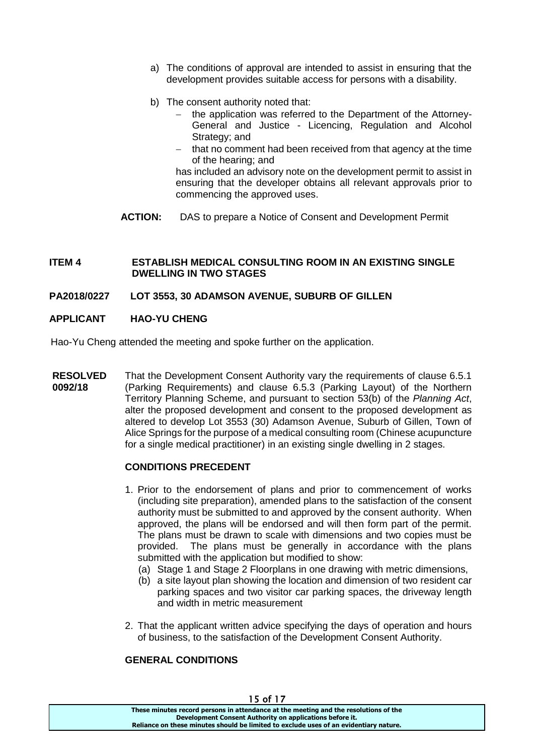a) The conditions of approval are intended to assist in ensuring that the development provides suitable access for persons with a disability.

b) The consent authority noted that:
   - the application was referred to the Department of the Attorney-General and Justice - Licencing, Regulation and Alcohol Strategy; and
   - that no comment had been received from that agency at the time of the hearing; and

   has included an advisory note on the development permit to assist in ensuring that the developer obtains all relevant approvals prior to commencing the approved uses.

**ACTION:** DAS to prepare a Notice of Consent and Development Permit

**ITEM 4 ESTABLISH MEDICAL CONSULTING ROOM IN AN EXISTING SINGLE DWELLING IN TWO STAGES**

**PA2018/0227 LOT 3553, 30 ADAMSON AVENUE, SUBURB OF GILLEN**

**APPLICANT HAO-YU CHENG**

Hao-Yu Cheng attended the meeting and spoke further on the application.

**RESOLVED 0092/18** That the Development Consent Authority vary the requirements of clause 6.5.1 (Parking Requirements) and clause 6.5.3 (Parking Layout) of the Northern Territory Planning Scheme, and pursuant to section 53(b) of the *Planning Act*, alter the proposed development and consent to the proposed development as altered to develop Lot 3553 (30) Adamson Avenue, Suburb of Gillen, Town of Alice Springs for the purpose of a medical consulting room (Chinese acupuncture for a single medical practitioner) in an existing single dwelling in 2 stages.

**CONDITIONS PRECEDENT**

1. Prior to the endorsement of plans and prior to commencement of works (including site preparation), amended plans to the satisfaction of the consent authority must be submitted to and approved by the consent authority. When approved, the plans will be endorsed and will then form part of the permit. The plans must be drawn to scale with dimensions and two copies must be provided. The plans must be generally in accordance with the plans submitted with the application but modified to show:
   (a) Stage 1 and Stage 2 Floorplans in one drawing with metric dimensions,
   (b) a site layout plan showing the location and dimension of two resident car parking spaces and two visitor car parking spaces, the driveway length and width in metric measurement

2. That the applicant written advice specifying the days of operation and hours of business, to the satisfaction of the Development Consent Authority.

**GENERAL CONDITIONS**

These minutes record persons in attendance at the meeting and the resolutions of the Development Consent Authority on applications before it.
Reliance on these minutes should be limited to exclude uses of an evidentiary nature.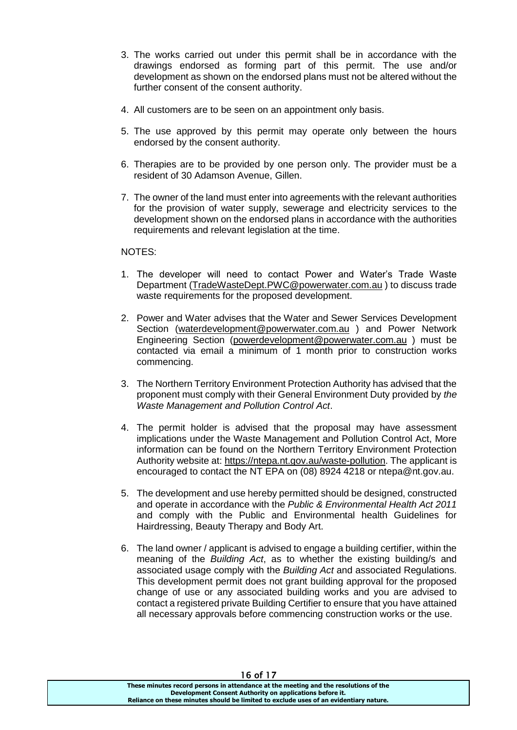3. The works carried out under this permit shall be in accordance with the drawings endorsed as forming part of this permit. The use and/or development as shown on the endorsed plans must not be altered without the further consent of the consent authority.

4. All customers are to be seen on an appointment only basis.

5. The use approved by this permit may operate only between the hours endorsed by the consent authority.

6. Therapies are to be provided by one person only. The provider must be a resident of 30 Adamson Avenue, Gillen.

7. The owner of the land must enter into agreements with the relevant authorities for the provision of water supply, sewerage and electricity services to the development shown on the endorsed plans in accordance with the authorities requirements and relevant legislation at the time.

NOTES:

1. The developer will need to contact Power and Water's Trade Waste Department (TradeWasteDept.PWC@powerwater.com.au ) to discuss trade waste requirements for the proposed development.

2. Power and Water advises that the Water and Sewer Services Development Section (waterdevelopment@powerwater.com.au ) and Power Network Engineering Section (powerdevelopment@powerwater.com.au ) must be contacted via email a minimum of 1 month prior to construction works commencing.

3. The Northern Territory Environment Protection Authority has advised that the proponent must comply with their General Environment Duty provided by *the Waste Management and Pollution Control Act*.

4. The permit holder is advised that the proposal may have assessment implications under the Waste Management and Pollution Control Act, More information can be found on the Northern Territory Environment Protection Authority website at: https://ntepa.nt.gov.au/waste-pollution. The applicant is encouraged to contact the NT EPA on (08) 8924 4218 or ntepa@nt.gov.au.

5. The development and use hereby permitted should be designed, constructed and operate in accordance with the *Public & Environmental Health Act 2011* and comply with the Public and Environmental health Guidelines for Hairdressing, Beauty Therapy and Body Art.

6. The land owner / applicant is advised to engage a building certifier, within the meaning of the *Building Act*, as to whether the existing building/s and associated usage comply with the *Building Act* and associated Regulations. This development permit does not grant building approval for the proposed change of use or any associated building works and you are advised to contact a registered private Building Certifier to ensure that you have attained all necessary approvals before commencing construction works or the use.

**These minutes record persons in attendance at the meeting and the resolutions of the Development Consent Authority on applications before it. Reliance on these minutes should be limited to exclude uses of an evidentiary nature.**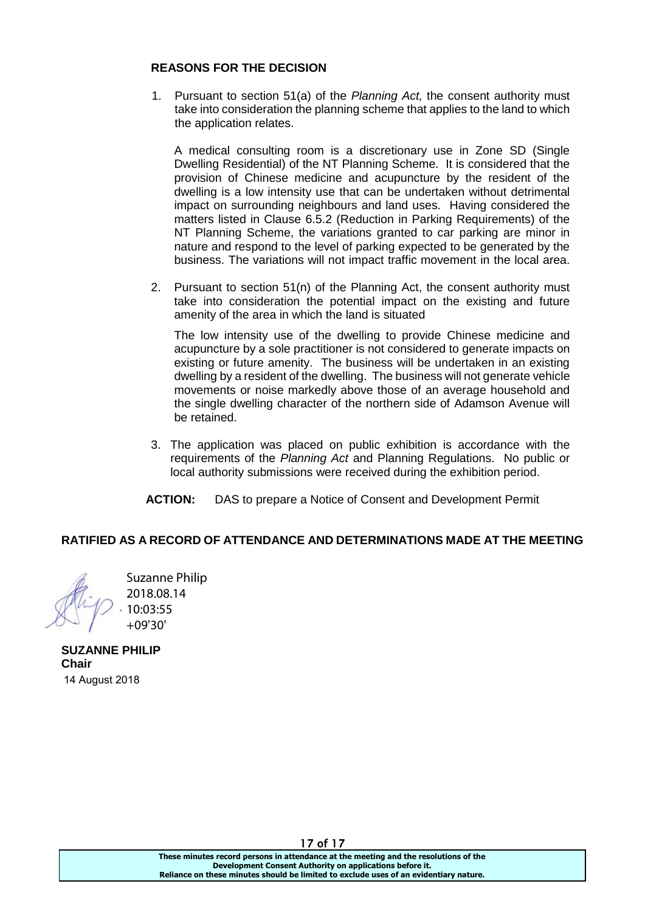**REASONS FOR THE DECISION**

1. Pursuant to section 51(a) of the *Planning Act,* the consent authority must take into consideration the planning scheme that applies to the land to which the application relates.

   A medical consulting room is a discretionary use in Zone SD (Single Dwelling Residential) of the NT Planning Scheme. It is considered that the provision of Chinese medicine and acupuncture by the resident of the dwelling is a low intensity use that can be undertaken without detrimental impact on surrounding neighbours and land uses. Having considered the matters listed in Clause 6.5.2 (Reduction in Parking Requirements) of the NT Planning Scheme, the variations granted to car parking are minor in nature and respond to the level of parking expected to be generated by the business. The variations will not impact traffic movement in the local area.

2. Pursuant to section 51(n) of the Planning Act, the consent authority must take into consideration the potential impact on the existing and future amenity of the area in which the land is situated

   The low intensity use of the dwelling to provide Chinese medicine and acupuncture by a sole practitioner is not considered to generate impacts on existing or future amenity. The business will be undertaken in an existing dwelling by a resident of the dwelling. The business will not generate vehicle movements or noise markedly above those of an average household and the single dwelling character of the northern side of Adamson Avenue will be retained.

3. The application was placed on public exhibition is accordance with the requirements of the *Planning Act* and Planning Regulations. No public or local authority submissions were received during the exhibition period.

**ACTION:** DAS to prepare a Notice of Consent and Development Permit

**RATIFIED AS A RECORD OF ATTENDANCE AND DETERMINATIONS MADE AT THE MEETING**

Suzanne Philip
2018.08.14
10:03:55
+09'30'

**SUZANNE PHILIP**
**Chair**
14 August 2018

**These minutes record persons in attendance at the meeting and the resolutions of the Development Consent Authority on applications before it. Reliance on these minutes should be limited to exclude uses of an evidentiary nature.**